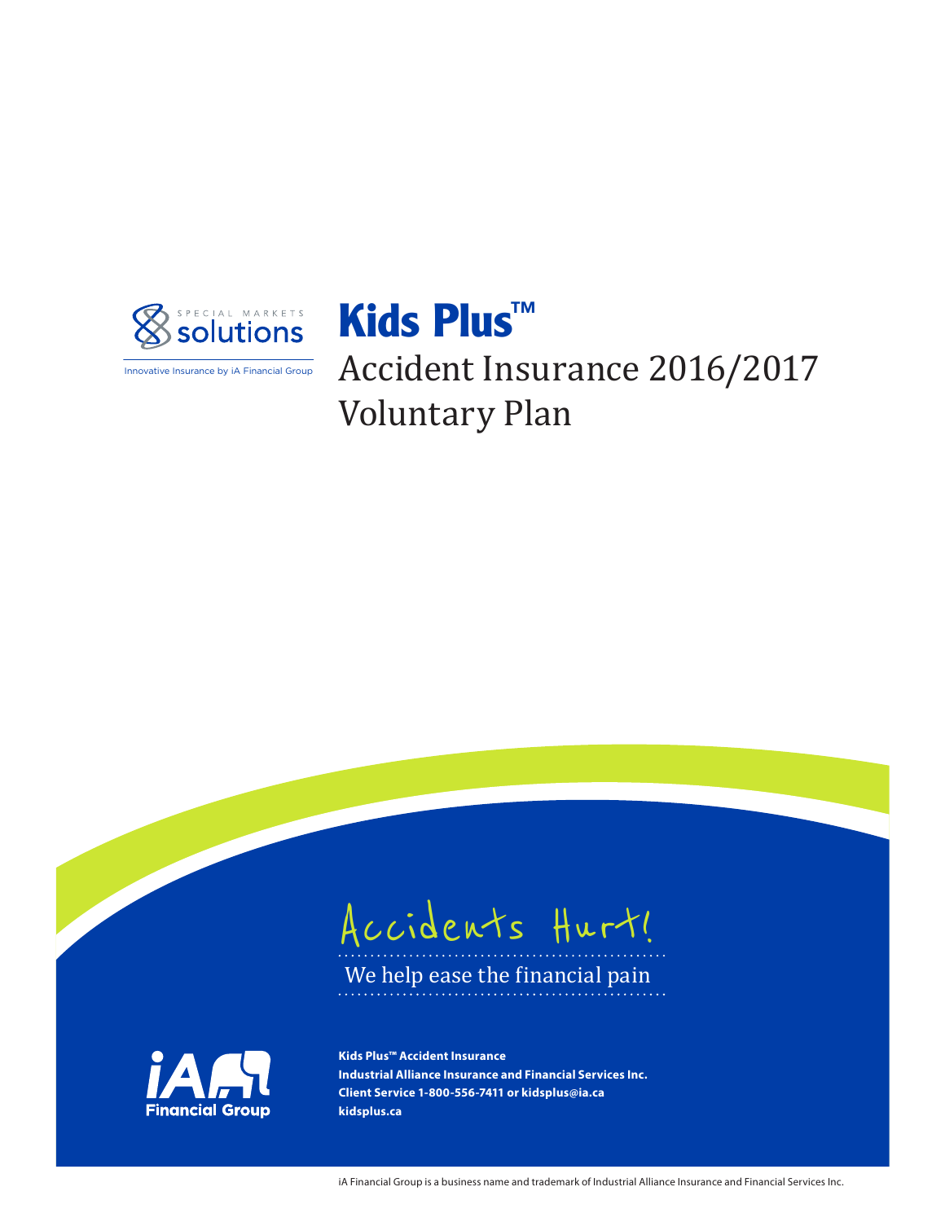SPECIAL MARKETS solutions

Innovative Insurance by iA Financial Group

# Kids Plus™

## Accident Insurance 2016/2017 Voluntary Plan

Accidents Hurt!

We help ease the financial pain

iA Financial Group

**Kids Plus™ Accident Insurance**
**Industrial Alliance Insurance and Financial Services Inc.**
**Client Service 1-800-556-7411 or kidsplus@ia.ca**
**kidsplus.ca**

iA Financial Group is a business name and trademark of Industrial Alliance Insurance and Financial Services Inc.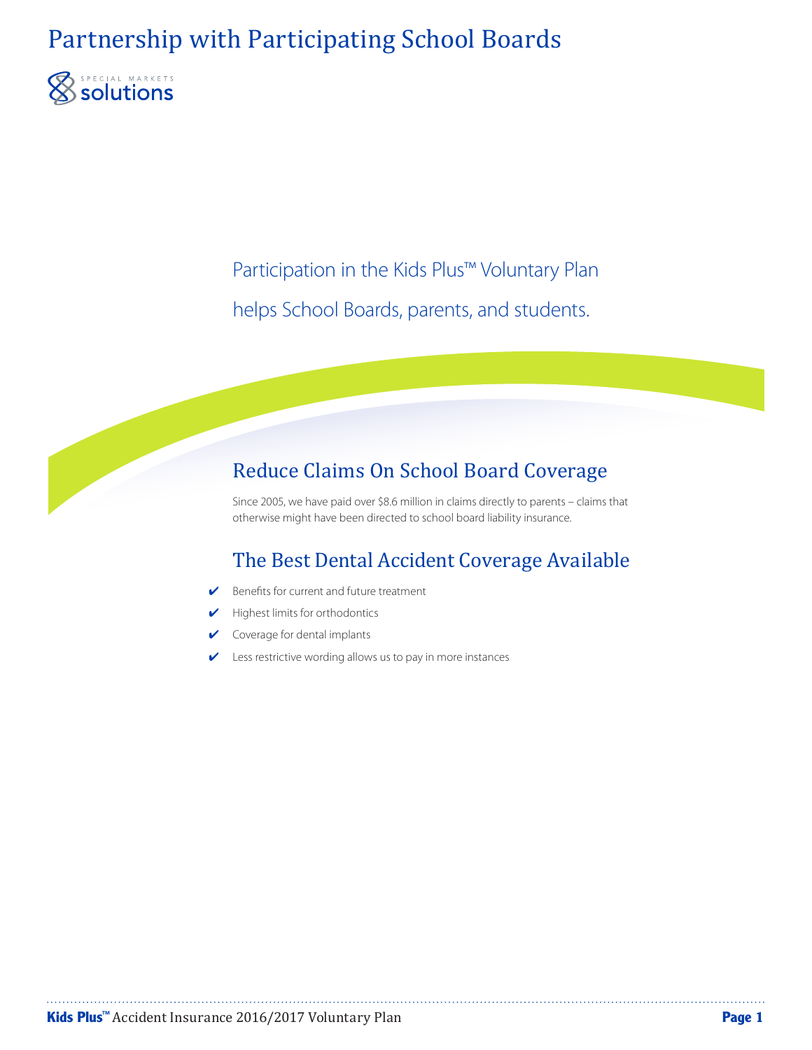# Partnership with Participating School Boards

SPECIAL MARKETS solutions

Participation in the Kids Plus™ Voluntary Plan helps School Boards, parents, and students.

## Reduce Claims On School Board Coverage

Since 2005, we have paid over $8.6 million in claims directly to parents – claims that otherwise might have been directed to school board liability insurance.

## The Best Dental Accident Coverage Available

- ✔ Benefits for current and future treatment
- ✔ Highest limits for orthodontics
- ✔ Coverage for dental implants
- ✔ Less restrictive wording allows us to pay in more instances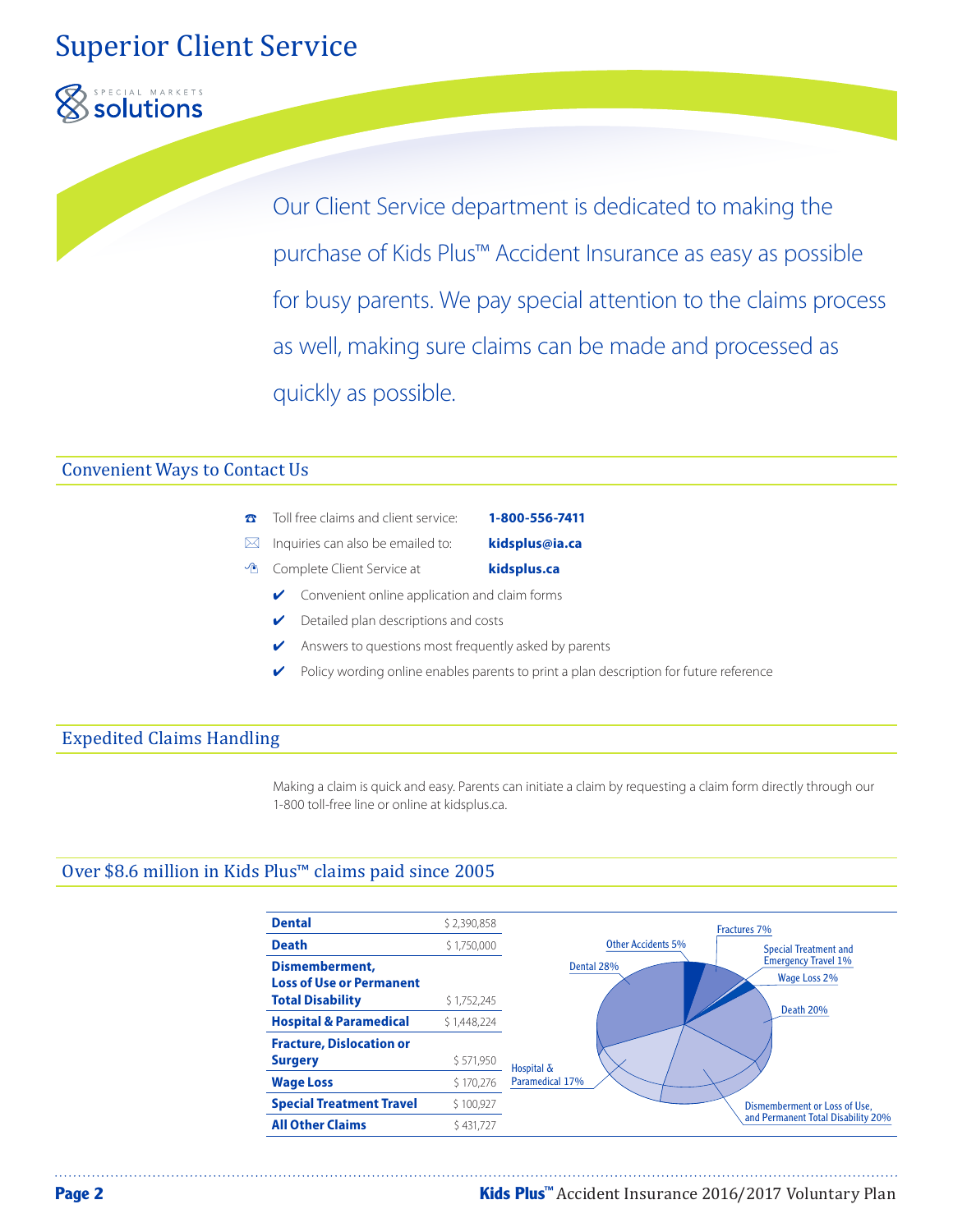# Superior Client Service

Special Markets **solutions**

Our Client Service department is dedicated to making the purchase of Kids Plus™ Accident Insurance as easy as possible for busy parents. We pay special attention to the claims process as well, making sure claims can be made and processed as quickly as possible.

## Convenient Ways to Contact Us

- Toll free claims and client service: **1-800-556-7411**
- Inquiries can also be emailed to: **kidsplus@ia.ca**
- Complete Client Service at **kidsplus.ca**
  - ✔ Convenient online application and claim forms
  - ✔ Detailed plan descriptions and costs
  - ✔ Answers to questions most frequently asked by parents
  - ✔ Policy wording online enables parents to print a plan description for future reference

## Expedited Claims Handling

Making a claim is quick and easy. Parents can initiate a claim by requesting a claim form directly through our 1-800 toll-free line or online at kidsplus.ca.

## Over $8.6 million in Kids Plus™ claims paid since 2005

| | |
|---|---|
| **Dental** | $ 2,390,858 |
| **Death** | $ 1,750,000 |
| **Dismemberment, Loss of Use or Permanent Total Disability** | $ 1,752,245 |
| **Hospital & Paramedical** | $ 1,448,224 |
| **Fracture, Dislocation or Surgery** | $ 571,950 |
| **Wage Loss** | $ 170,276 |
| **Special Treatment Travel** | $ 100,927 |
| **All Other Claims** | $ 431,727 |

Dental 28%; Other Accidents 5%; Fractures 7%; Special Treatment and Emergency Travel 1%; Wage Loss 2%; Death 20%; Dismemberment or Loss of Use, and Permanent Total Disability 20%; Hospital & Paramedical 17%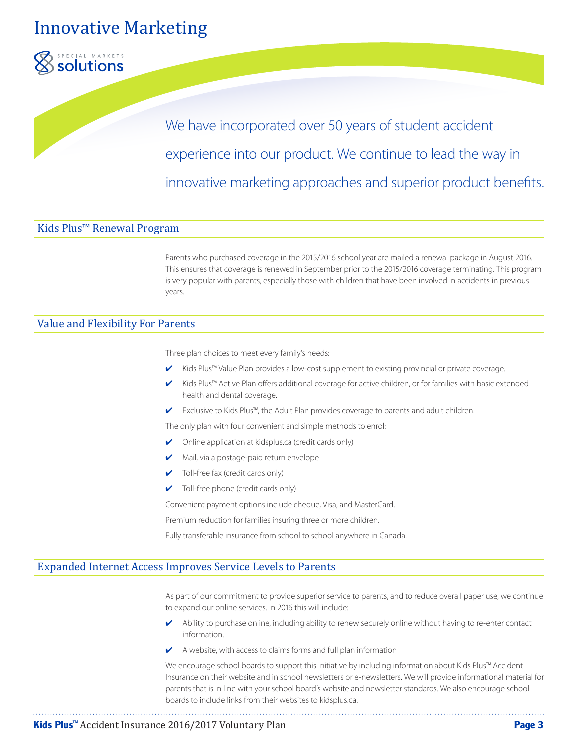# Innovative Marketing

SPECIAL MARKETS solutions

We have incorporated over 50 years of student accident experience into our product. We continue to lead the way in innovative marketing approaches and superior product benefits.

## Kids Plus™ Renewal Program

Parents who purchased coverage in the 2015/2016 school year are mailed a renewal package in August 2016. This ensures that coverage is renewed in September prior to the 2015/2016 coverage terminating. This program is very popular with parents, especially those with children that have been involved in accidents in previous years.

## Value and Flexibility For Parents

Three plan choices to meet every family's needs:

- ✔ Kids Plus™ Value Plan provides a low-cost supplement to existing provincial or private coverage.
- ✔ Kids Plus™ Active Plan offers additional coverage for active children, or for families with basic extended health and dental coverage.
- ✔ Exclusive to Kids Plus™, the Adult Plan provides coverage to parents and adult children.

The only plan with four convenient and simple methods to enrol:

- ✔ Online application at kidsplus.ca (credit cards only)
- ✔ Mail, via a postage-paid return envelope
- ✔ Toll-free fax (credit cards only)
- ✔ Toll-free phone (credit cards only)

Convenient payment options include cheque, Visa, and MasterCard.

Premium reduction for families insuring three or more children.

Fully transferable insurance from school to school anywhere in Canada.

## Expanded Internet Access Improves Service Levels to Parents

As part of our commitment to provide superior service to parents, and to reduce overall paper use, we continue to expand our online services. In 2016 this will include:

- ✔ Ability to purchase online, including ability to renew securely online without having to re-enter contact information.
- ✔ A website, with access to claims forms and full plan information

We encourage school boards to support this initiative by including information about Kids Plus™ Accident Insurance on their website and in school newsletters or e-newsletters. We will provide informational material for parents that is in line with your school board's website and newsletter standards. We also encourage school boards to include links from their websites to kidsplus.ca.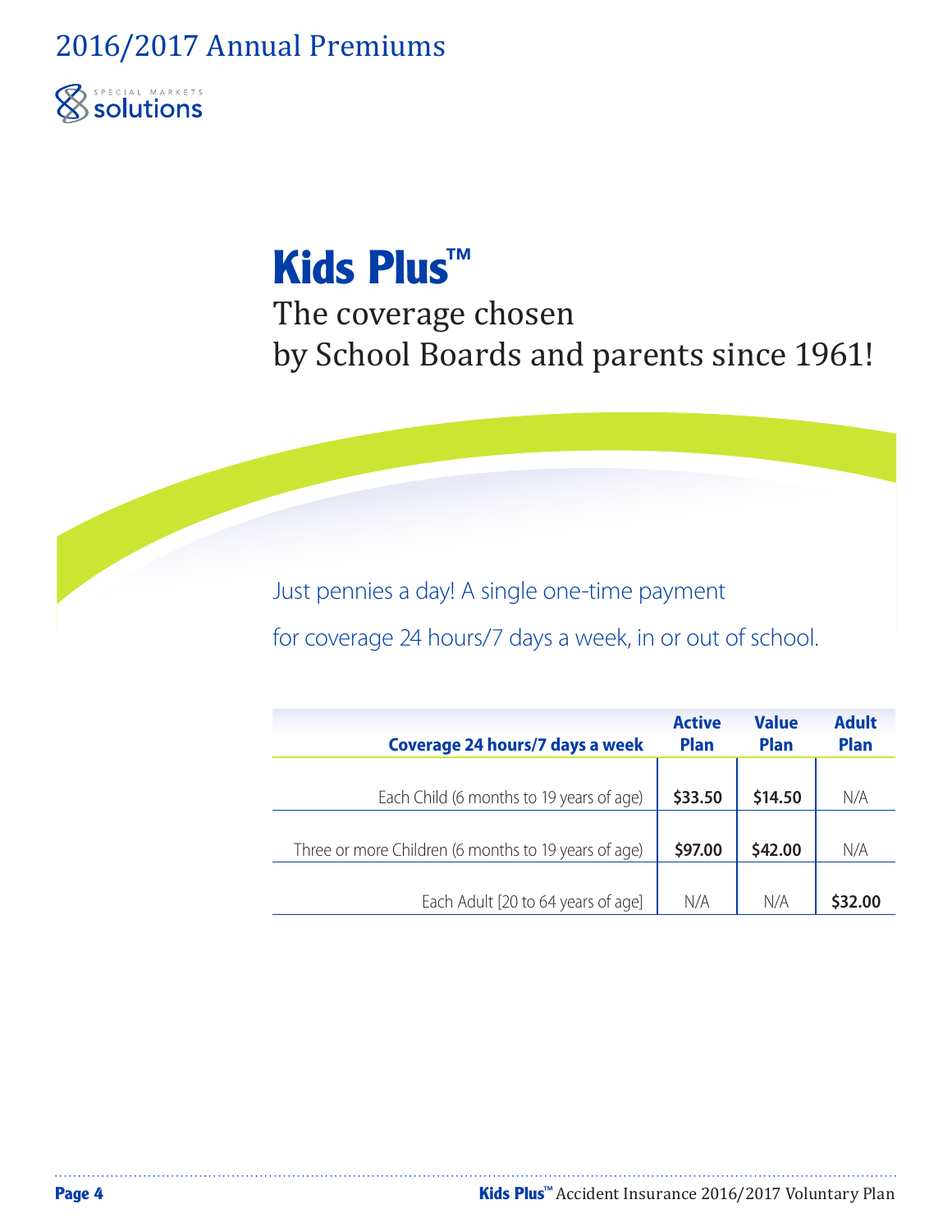# 2016/2017 Annual Premiums

SPECIAL MARKETS **solutions**

# Kids Plus™

The coverage chosen
by School Boards and parents since 1961!

Just pennies a day! A single one-time payment

for coverage 24 hours/7 days a week, in or out of school.

| Coverage 24 hours/7 days a week | Active Plan | Value Plan | Adult Plan |
|---|---|---|---|
| Each Child (6 months to 19 years of age) | **$33.50** | **$14.50** | N/A |
| Three or more Children (6 months to 19 years of age) | **$97.00** | **$42.00** | N/A |
| Each Adult [20 to 64 years of age] | N/A | N/A | **$32.00** |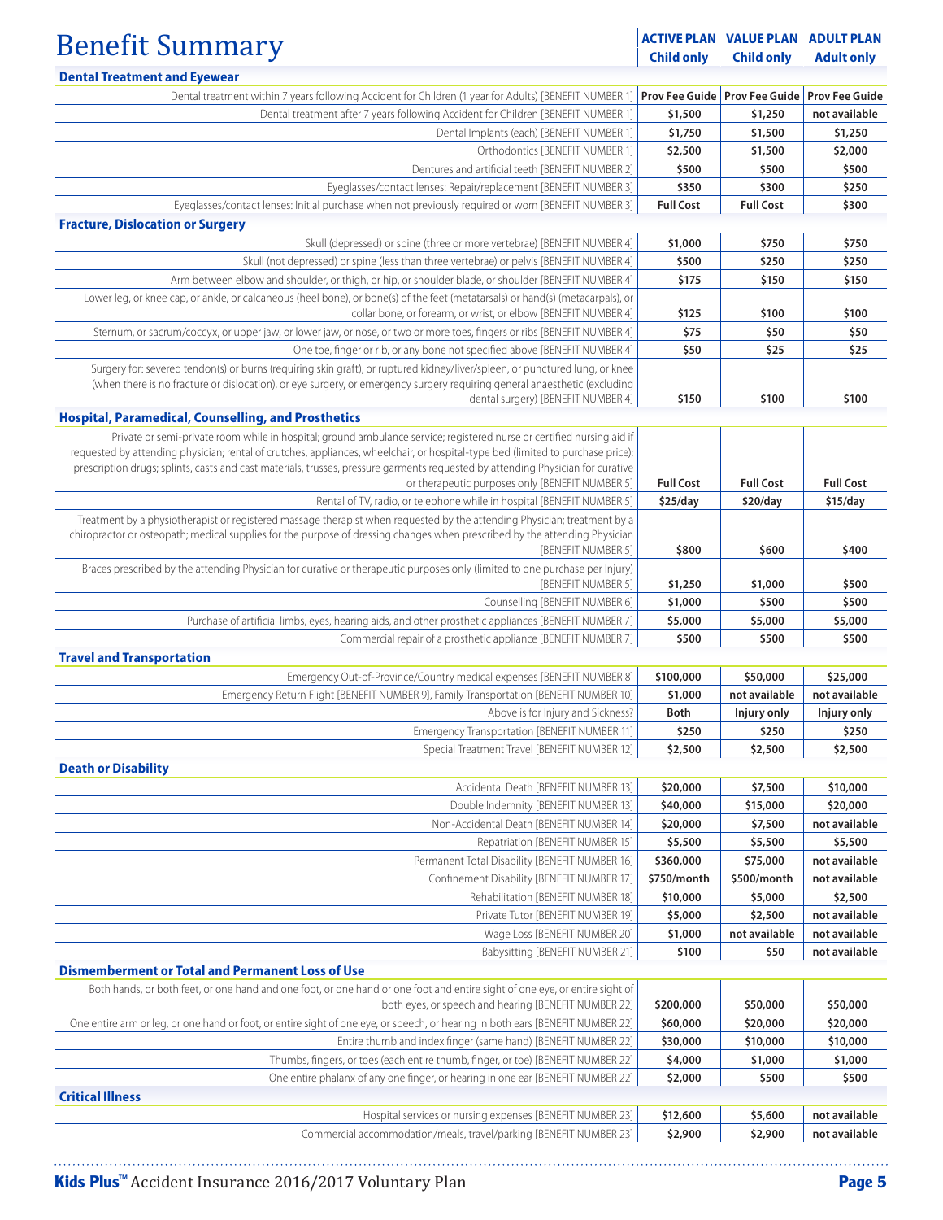# Benefit Summary

| | ACTIVE PLAN Child only | VALUE PLAN Child only | ADULT PLAN Adult only |
|---|---|---|---|
| **Dental Treatment and Eyewear** | | | |
| Dental treatment within 7 years following Accident for Children (1 year for Adults) [BENEFIT NUMBER 1] | Prov Fee Guide | Prov Fee Guide | Prov Fee Guide |
| Dental treatment after 7 years following Accident for Children [BENEFIT NUMBER 1] | $1,500 | $1,250 | not available |
| Dental Implants (each) [BENEFIT NUMBER 1] | $1,750 | $1,500 | $1,250 |
| Orthodontics [BENEFIT NUMBER 1] | $2,500 | $1,500 | $2,000 |
| Dentures and artificial teeth [BENEFIT NUMBER 2] | $500 | $500 | $500 |
| Eyeglasses/contact lenses: Repair/replacement [BENEFIT NUMBER 3] | $350 | $300 | $250 |
| Eyeglasses/contact lenses: Initial purchase when not previously required or worn [BENEFIT NUMBER 3] | Full Cost | Full Cost | $300 |
| **Fracture, Dislocation or Surgery** | | | |
| Skull (depressed) or spine (three or more vertebrae) [BENEFIT NUMBER 4] | $1,000 | $750 | $750 |
| Skull (not depressed) or spine (less than three vertebrae) or pelvis [BENEFIT NUMBER 4] | $500 | $250 | $250 |
| Arm between elbow and shoulder, or thigh, or hip, or shoulder blade, or shoulder [BENEFIT NUMBER 4] | $175 | $150 | $150 |
| Lower leg, or knee cap, or ankle, or calcaneous (heel bone), or bone(s) of the feet (metatarsals) or hand(s) (metacarpals), or collar bone, or forearm, or wrist, or elbow [BENEFIT NUMBER 4] | $125 | $100 | $100 |
| Sternum, or sacrum/coccyx, or upper jaw, or lower jaw, or nose, or two or more toes, fingers or ribs [BENEFIT NUMBER 4] | $75 | $50 | $50 |
| One toe, finger or rib, or any bone not specified above [BENEFIT NUMBER 4] | $50 | $25 | $25 |
| Surgery for: severed tendon(s) or burns (requiring skin graft), or ruptured kidney/liver/spleen, or punctured lung, or knee (when there is no fracture or dislocation), or eye surgery, or emergency surgery requiring general anaesthetic (excluding dental surgery) [BENEFIT NUMBER 4] | $150 | $100 | $100 |
| **Hospital, Paramedical, Counselling, and Prosthetics** | | | |
| Private or semi-private room while in hospital; ground ambulance service; registered nurse or certified nursing aid if requested by attending physician; rental of crutches, appliances, wheelchair, or hospital-type bed (limited to purchase price); prescription drugs; splints, casts and cast materials, trusses, pressure garments requested by attending Physician for curative or therapeutic purposes only [BENEFIT NUMBER 5] | Full Cost | Full Cost | Full Cost |
| Rental of TV, radio, or telephone while in hospital [BENEFIT NUMBER 5] | $25/day | $20/day | $15/day |
| Treatment by a physiotherapist or registered massage therapist when requested by the attending Physician; treatment by a chiropractor or osteopath; medical supplies for the purpose of dressing changes when prescribed by the attending Physician [BENEFIT NUMBER 5] | $800 | $600 | $400 |
| Braces prescribed by the attending Physician for curative or therapeutic purposes only (limited to one purchase per Injury) [BENEFIT NUMBER 5] | $1,250 | $1,000 | $500 |
| Counselling [BENEFIT NUMBER 6] | $1,000 | $500 | $500 |
| Purchase of artificial limbs, eyes, hearing aids, and other prosthetic appliances [BENEFIT NUMBER 7] | $5,000 | $5,000 | $5,000 |
| Commercial repair of a prosthetic appliance [BENEFIT NUMBER 7] | $500 | $500 | $500 |
| **Travel and Transportation** | | | |
| Emergency Out-of-Province/Country medical expenses [BENEFIT NUMBER 8] | $100,000 | $50,000 | $25,000 |
| Emergency Return Flight [BENEFIT NUMBER 9], Family Transportation [BENEFIT NUMBER 10] | $1,000 | not available | not available |
| Above is for Injury and Sickness? | Both | Injury only | Injury only |
| Emergency Transportation [BENEFIT NUMBER 11] | $250 | $250 | $250 |
| Special Treatment Travel [BENEFIT NUMBER 12] | $2,500 | $2,500 | $2,500 |
| **Death or Disability** | | | |
| Accidental Death [BENEFIT NUMBER 13] | $20,000 | $7,500 | $10,000 |
| Double Indemnity [BENEFIT NUMBER 13] | $40,000 | $15,000 | $20,000 |
| Non-Accidental Death [BENEFIT NUMBER 14] | $20,000 | $7,500 | not available |
| Repatriation [BENEFIT NUMBER 15] | $5,500 | $5,500 | $5,500 |
| Permanent Total Disability [BENEFIT NUMBER 16] | $360,000 | $75,000 | not available |
| Confinement Disability [BENEFIT NUMBER 17] | $750/month | $500/month | not available |
| Rehabilitation [BENEFIT NUMBER 18] | $10,000 | $5,000 | $2,500 |
| Private Tutor [BENEFIT NUMBER 19] | $5,000 | $2,500 | not available |
| Wage Loss [BENEFIT NUMBER 20] | $1,000 | not available | not available |
| Babysitting [BENEFIT NUMBER 21] | $100 | $50 | not available |
| **Dismemberment or Total and Permanent Loss of Use** | | | |
| Both hands, or both feet, or one hand and one foot, or one hand or one foot and entire sight of one eye, or entire sight of both eyes, or speech and hearing [BENEFIT NUMBER 22] | $200,000 | $50,000 | $50,000 |
| One entire arm or leg, or one hand or foot, or entire sight of one eye, or speech, or hearing in both ears [BENEFIT NUMBER 22] | $60,000 | $20,000 | $20,000 |
| Entire thumb and index finger (same hand) [BENEFIT NUMBER 22] | $30,000 | $10,000 | $10,000 |
| Thumbs, fingers, or toes (each entire thumb, finger, or toe) [BENEFIT NUMBER 22] | $4,000 | $1,000 | $1,000 |
| One entire phalanx of any one finger, or hearing in one ear [BENEFIT NUMBER 22] | $2,000 | $500 | $500 |
| **Critical Illness** | | | |
| Hospital services or nursing expenses [BENEFIT NUMBER 23] | $12,600 | $5,600 | not available |
| Commercial accommodation/meals, travel/parking [BENEFIT NUMBER 23] | $2,900 | $2,900 | not available |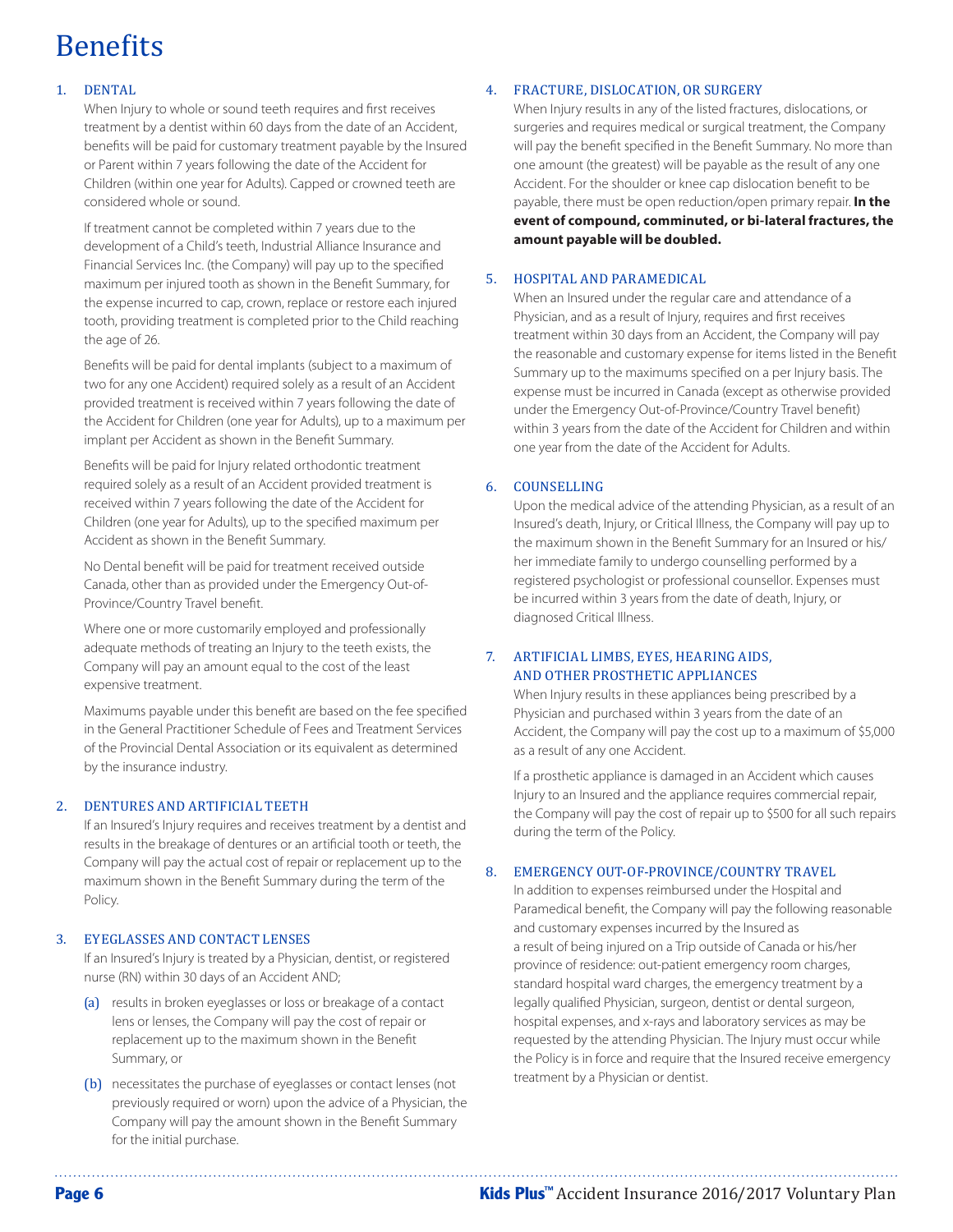# Benefits

## 1. DENTAL

When Injury to whole or sound teeth requires and first receives treatment by a dentist within 60 days from the date of an Accident, benefits will be paid for customary treatment payable by the Insured or Parent within 7 years following the date of the Accident for Children (within one year for Adults). Capped or crowned teeth are considered whole or sound.

If treatment cannot be completed within 7 years due to the development of a Child's teeth, Industrial Alliance Insurance and Financial Services Inc. (the Company) will pay up to the specified maximum per injured tooth as shown in the Benefit Summary, for the expense incurred to cap, crown, replace or restore each injured tooth, providing treatment is completed prior to the Child reaching the age of 26.

Benefits will be paid for dental implants (subject to a maximum of two for any one Accident) required solely as a result of an Accident provided treatment is received within 7 years following the date of the Accident for Children (one year for Adults), up to a maximum per implant per Accident as shown in the Benefit Summary.

Benefits will be paid for Injury related orthodontic treatment required solely as a result of an Accident provided treatment is received within 7 years following the date of the Accident for Children (one year for Adults), up to the specified maximum per Accident as shown in the Benefit Summary.

No Dental benefit will be paid for treatment received outside Canada, other than as provided under the Emergency Out-of-Province/Country Travel benefit.

Where one or more customarily employed and professionally adequate methods of treating an Injury to the teeth exists, the Company will pay an amount equal to the cost of the least expensive treatment.

Maximums payable under this benefit are based on the fee specified in the General Practitioner Schedule of Fees and Treatment Services of the Provincial Dental Association or its equivalent as determined by the insurance industry.

## 2. DENTURES AND ARTIFICIAL TEETH

If an Insured's Injury requires and receives treatment by a dentist and results in the breakage of dentures or an artificial tooth or teeth, the Company will pay the actual cost of repair or replacement up to the maximum shown in the Benefit Summary during the term of the Policy.

## 3. EYEGLASSES AND CONTACT LENSES

If an Insured's Injury is treated by a Physician, dentist, or registered nurse (RN) within 30 days of an Accident AND;

(a) results in broken eyeglasses or loss or breakage of a contact lens or lenses, the Company will pay the cost of repair or replacement up to the maximum shown in the Benefit Summary, or

(b) necessitates the purchase of eyeglasses or contact lenses (not previously required or worn) upon the advice of a Physician, the Company will pay the amount shown in the Benefit Summary for the initial purchase.

## 4. FRACTURE, DISLOCATION, OR SURGERY

When Injury results in any of the listed fractures, dislocations, or surgeries and requires medical or surgical treatment, the Company will pay the benefit specified in the Benefit Summary. No more than one amount (the greatest) will be payable as the result of any one Accident. For the shoulder or knee cap dislocation benefit to be payable, there must be open reduction/open primary repair. **In the event of compound, comminuted, or bi-lateral fractures, the amount payable will be doubled.**

## 5. HOSPITAL AND PARAMEDICAL

When an Insured under the regular care and attendance of a Physician, and as a result of Injury, requires and first receives treatment within 30 days from an Accident, the Company will pay the reasonable and customary expense for items listed in the Benefit Summary up to the maximums specified on a per Injury basis. The expense must be incurred in Canada (except as otherwise provided under the Emergency Out-of-Province/Country Travel benefit) within 3 years from the date of the Accident for Children and within one year from the date of the Accident for Adults.

## 6. COUNSELLING

Upon the medical advice of the attending Physician, as a result of an Insured's death, Injury, or Critical Illness, the Company will pay up to the maximum shown in the Benefit Summary for an Insured or his/her immediate family to undergo counselling performed by a registered psychologist or professional counsellor. Expenses must be incurred within 3 years from the date of death, Injury, or diagnosed Critical Illness.

## 7. ARTIFICIAL LIMBS, EYES, HEARING AIDS, AND OTHER PROSTHETIC APPLIANCES

When Injury results in these appliances being prescribed by a Physician and purchased within 3 years from the date of an Accident, the Company will pay the cost up to a maximum of $5,000 as a result of any one Accident.

If a prosthetic appliance is damaged in an Accident which causes Injury to an Insured and the appliance requires commercial repair, the Company will pay the cost of repair up to $500 for all such repairs during the term of the Policy.

## 8. EMERGENCY OUT-OF-PROVINCE/COUNTRY TRAVEL

In addition to expenses reimbursed under the Hospital and Paramedical benefit, the Company will pay the following reasonable and customary expenses incurred by the Insured as a result of being injured on a Trip outside of Canada or his/her province of residence: out-patient emergency room charges, standard hospital ward charges, the emergency treatment by a legally qualified Physician, surgeon, dentist or dental surgeon, hospital expenses, and x-rays and laboratory services as may be requested by the attending Physician. The Injury must occur while the Policy is in force and require that the Insured receive emergency treatment by a Physician or dentist.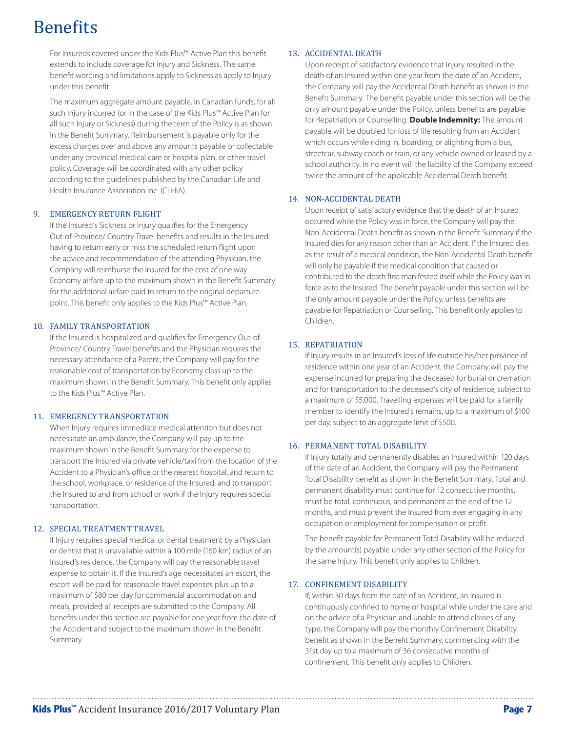# Benefits

For Insureds covered under the Kids Plus™ Active Plan this benefit extends to include coverage for Injury and Sickness. The same benefit wording and limitations apply to Sickness as apply to Injury under this benefit.

The maximum aggregate amount payable, in Canadian funds, for all such Injury incurred (or in the case of the Kids Plus™ Active Plan for all such Injury or Sickness) during the term of the Policy is as shown in the Benefit Summary. Reimbursement is payable only for the excess charges over and above any amounts payable or collectable under any provincial medical care or hospital plan, or other travel policy. Coverage will be coordinated with any other policy according to the guidelines published by the Canadian Life and Health Insurance Association Inc. (CLHIA).

### 9. EMERGENCY RETURN FLIGHT

If the Insured's Sickness or Injury qualifies for the Emergency Out-of-Province/ Country Travel benefits and results in the Insured having to return early or miss the scheduled return flight upon the advice and recommendation of the attending Physician, the Company will reimburse the Insured for the cost of one way Economy airfare up to the maximum shown in the Benefit Summary for the additional airfare paid to return to the original departure point. This benefit only applies to the Kids Plus™ Active Plan.

### 10. FAMILY TRANSPORTATION

If the Insured is hospitalized and qualifies for Emergency Out-of-Province/ Country Travel benefits and the Physician requires the necessary attendance of a Parent, the Company will pay for the reasonable cost of transportation by Economy class up to the maximum shown in the Benefit Summary. This benefit only applies to the Kids Plus™ Active Plan.

### 11. EMERGENCY TRANSPORTATION

When Injury requires immediate medical attention but does not necessitate an ambulance, the Company will pay up to the maximum shown in the Benefit Summary for the expense to transport the Insured via private vehicle/taxi from the location of the Accident to a Physician's office or the nearest hospital, and return to the school, workplace, or residence of the Insured, and to transport the Insured to and from school or work if the Injury requires special transportation.

### 12. SPECIAL TREATMENT TRAVEL

If Injury requires special medical or dental treatment by a Physician or dentist that is unavailable within a 100 mile (160 km) radius of an Insured's residence, the Company will pay the reasonable travel expense to obtain it. If the Insured's age necessitates an escort, the escort will be paid for reasonable travel expenses plus up to a maximum of $80 per day for commercial accommodation and meals, provided all receipts are submitted to the Company. All benefits under this section are payable for one year from the date of the Accident and subject to the maximum shown in the Benefit Summary.

### 13. ACCIDENTAL DEATH

Upon receipt of satisfactory evidence that Injury resulted in the death of an Insured within one year from the date of an Accident, the Company will pay the Accidental Death benefit as shown in the Benefit Summary. The benefit payable under this section will be the only amount payable under the Policy, unless benefits are payable for Repatriation or Counselling. **Double Indemnity:** The amount payable will be doubled for loss of life resulting from an Accident which occurs while riding in, boarding, or alighting from a bus, streetcar, subway coach or train, or any vehicle owned or leased by a school authority. In no event will the liability of the Company exceed twice the amount of the applicable Accidental Death benefit.

### 14. NON-ACCIDENTAL DEATH

Upon receipt of satisfactory evidence that the death of an Insured occurred while the Policy was in force, the Company will pay the Non-Accidental Death benefit as shown in the Benefit Summary if the Insured dies for any reason other than an Accident. If the Insured dies as the result of a medical condition, the Non-Accidental Death benefit will only be payable if the medical condition that caused or contributed to the death first manifested itself while the Policy was in force as to the Insured. The benefit payable under this section will be the only amount payable under the Policy, unless benefits are payable for Repatriation or Counselling. This benefit only applies to Children.

### 15. REPATRIATION

If Injury results in an Insured's loss of life outside his/her province of residence within one year of an Accident, the Company will pay the expense incurred for preparing the deceased for burial or cremation and for transportation to the deceased's city of residence, subject to a maximum of $5,000. Travelling expenses will be paid for a family member to identify the Insured's remains, up to a maximum of $100 per day, subject to an aggregate limit of $500.

### 16. PERMANENT TOTAL DISABILITY

If Injury totally and permanently disables an Insured within 120 days of the date of an Accident, the Company will pay the Permanent Total Disability benefit as shown in the Benefit Summary. Total and permanent disability must continue for 12 consecutive months, must be total, continuous, and permanent at the end of the 12 months, and must prevent the Insured from ever engaging in any occupation or employment for compensation or profit.

The benefit payable for Permanent Total Disability will be reduced by the amount(s) payable under any other section of the Policy for the same Injury. This benefit only applies to Children.

### 17. CONFINEMENT DISABILITY

If, within 30 days from the date of an Accident, an Insured is continuously confined to home or hospital while under the care and on the advice of a Physician and unable to attend classes of any type, the Company will pay the monthly Confinement Disability benefit as shown in the Benefit Summary, commencing with the 31st day up to a maximum of 36 consecutive months of confinement. This benefit only applies to Children.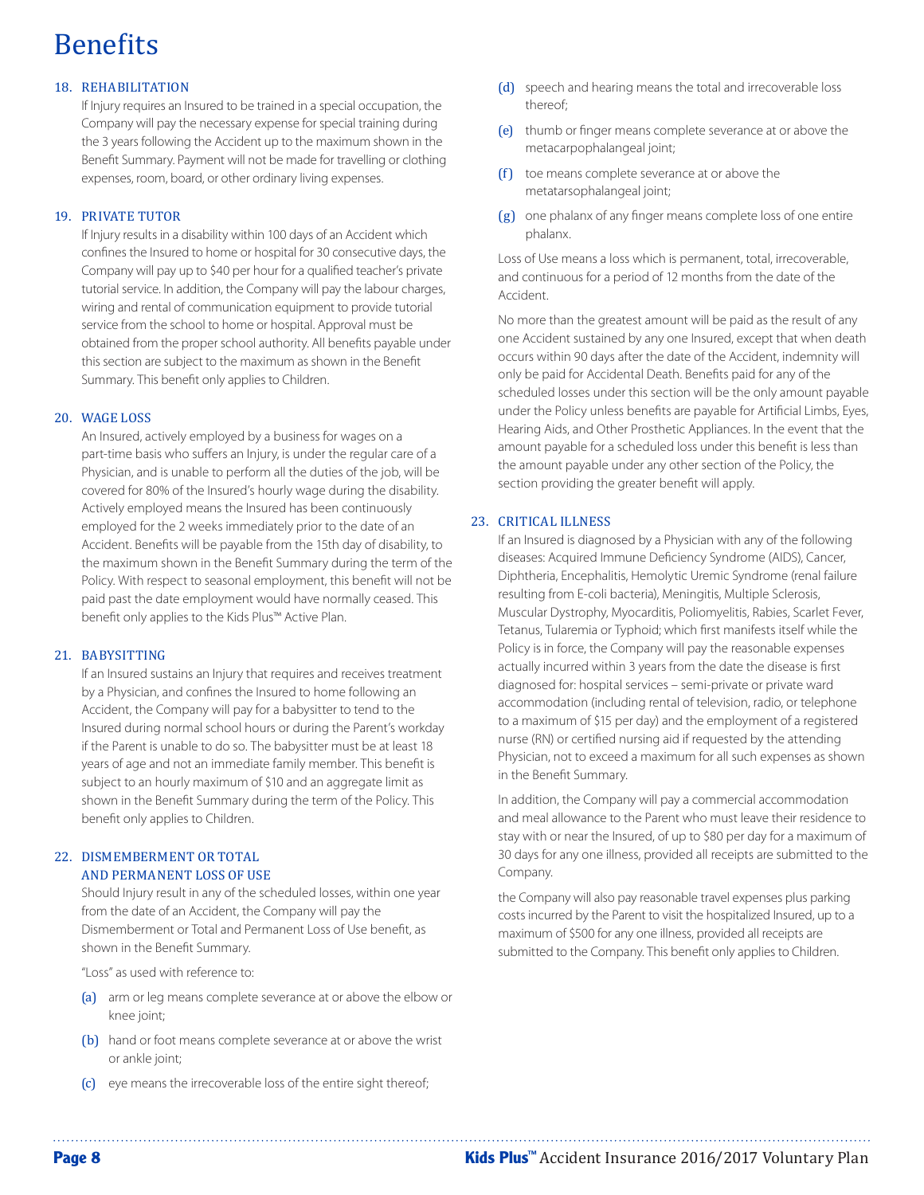# Benefits

### 18. REHABILITATION

If Injury requires an Insured to be trained in a special occupation, the Company will pay the necessary expense for special training during the 3 years following the Accident up to the maximum shown in the Benefit Summary. Payment will not be made for travelling or clothing expenses, room, board, or other ordinary living expenses.

### 19. PRIVATE TUTOR

If Injury results in a disability within 100 days of an Accident which confines the Insured to home or hospital for 30 consecutive days, the Company will pay up to $40 per hour for a qualified teacher's private tutorial service. In addition, the Company will pay the labour charges, wiring and rental of communication equipment to provide tutorial service from the school to home or hospital. Approval must be obtained from the proper school authority. All benefits payable under this section are subject to the maximum as shown in the Benefit Summary. This benefit only applies to Children.

### 20. WAGE LOSS

An Insured, actively employed by a business for wages on a part-time basis who suffers an Injury, is under the regular care of a Physician, and is unable to perform all the duties of the job, will be covered for 80% of the Insured's hourly wage during the disability. Actively employed means the Insured has been continuously employed for the 2 weeks immediately prior to the date of an Accident. Benefits will be payable from the 15th day of disability, to the maximum shown in the Benefit Summary during the term of the Policy. With respect to seasonal employment, this benefit will not be paid past the date employment would have normally ceased. This benefit only applies to the Kids Plus™ Active Plan.

### 21. BABYSITTING

If an Insured sustains an Injury that requires and receives treatment by a Physician, and confines the Insured to home following an Accident, the Company will pay for a babysitter to tend to the Insured during normal school hours or during the Parent's workday if the Parent is unable to do so. The babysitter must be at least 18 years of age and not an immediate family member. This benefit is subject to an hourly maximum of $10 and an aggregate limit as shown in the Benefit Summary during the term of the Policy. This benefit only applies to Children.

### 22. DISMEMBERMENT OR TOTAL AND PERMANENT LOSS OF USE

Should Injury result in any of the scheduled losses, within one year from the date of an Accident, the Company will pay the Dismemberment or Total and Permanent Loss of Use benefit, as shown in the Benefit Summary.

"Loss" as used with reference to:

(a) arm or leg means complete severance at or above the elbow or knee joint;

(b) hand or foot means complete severance at or above the wrist or ankle joint;

(c) eye means the irrecoverable loss of the entire sight thereof;

(d) speech and hearing means the total and irrecoverable loss thereof;

(e) thumb or finger means complete severance at or above the metacarpophalangeal joint;

(f) toe means complete severance at or above the metatarsophalangeal joint;

(g) one phalanx of any finger means complete loss of one entire phalanx.

Loss of Use means a loss which is permanent, total, irrecoverable, and continuous for a period of 12 months from the date of the Accident.

No more than the greatest amount will be paid as the result of any one Accident sustained by any one Insured, except that when death occurs within 90 days after the date of the Accident, indemnity will only be paid for Accidental Death. Benefits paid for any of the scheduled losses under this section will be the only amount payable under the Policy unless benefits are payable for Artificial Limbs, Eyes, Hearing Aids, and Other Prosthetic Appliances. In the event that the amount payable for a scheduled loss under this benefit is less than the amount payable under any other section of the Policy, the section providing the greater benefit will apply.

### 23. CRITICAL ILLNESS

If an Insured is diagnosed by a Physician with any of the following diseases: Acquired Immune Deficiency Syndrome (AIDS), Cancer, Diphtheria, Encephalitis, Hemolytic Uremic Syndrome (renal failure resulting from E-coli bacteria), Meningitis, Multiple Sclerosis, Muscular Dystrophy, Myocarditis, Poliomyelitis, Rabies, Scarlet Fever, Tetanus, Tularemia or Typhoid; which first manifests itself while the Policy is in force, the Company will pay the reasonable expenses actually incurred within 3 years from the date the disease is first diagnosed for: hospital services – semi-private or private ward accommodation (including rental of television, radio, or telephone to a maximum of $15 per day) and the employment of a registered nurse (RN) or certified nursing aid if requested by the attending Physician, not to exceed a maximum for all such expenses as shown in the Benefit Summary.

In addition, the Company will pay a commercial accommodation and meal allowance to the Parent who must leave their residence to stay with or near the Insured, of up to $80 per day for a maximum of 30 days for any one illness, provided all receipts are submitted to the Company.

the Company will also pay reasonable travel expenses plus parking costs incurred by the Parent to visit the hospitalized Insured, up to a maximum of $500 for any one illness, provided all receipts are submitted to the Company. This benefit only applies to Children.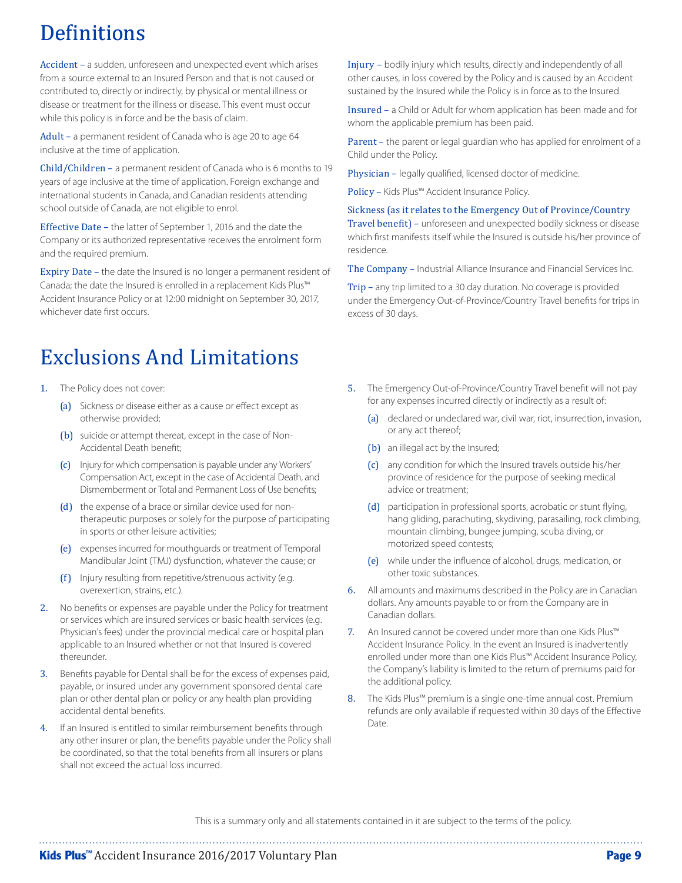# Definitions

**Accident** – a sudden, unforeseen and unexpected event which arises from a source external to an Insured Person and that is not caused or contributed to, directly or indirectly, by physical or mental illness or disease or treatment for the illness or disease. This event must occur while this policy is in force and be the basis of claim.

**Adult** – a permanent resident of Canada who is age 20 to age 64 inclusive at the time of application.

**Child/Children** – a permanent resident of Canada who is 6 months to 19 years of age inclusive at the time of application. Foreign exchange and international students in Canada, and Canadian residents attending school outside of Canada, are not eligible to enrol.

**Effective Date** – the latter of September 1, 2016 and the date the Company or its authorized representative receives the enrolment form and the required premium.

**Expiry Date** – the date the Insured is no longer a permanent resident of Canada; the date the Insured is enrolled in a replacement Kids Plus™ Accident Insurance Policy or at 12:00 midnight on September 30, 2017, whichever date first occurs.

**Injury** – bodily injury which results, directly and independently of all other causes, in loss covered by the Policy and is caused by an Accident sustained by the Insured while the Policy is in force as to the Insured.

**Insured** – a Child or Adult for whom application has been made and for whom the applicable premium has been paid.

**Parent** – the parent or legal guardian who has applied for enrolment of a Child under the Policy.

**Physician** – legally qualified, licensed doctor of medicine.

**Policy** – Kids Plus™ Accident Insurance Policy.

**Sickness (as it relates to the Emergency Out of Province/Country Travel benefit)** – unforeseen and unexpected bodily sickness or disease which first manifests itself while the Insured is outside his/her province of residence.

**The Company** – Industrial Alliance Insurance and Financial Services Inc.

**Trip** – any trip limited to a 30 day duration. No coverage is provided under the Emergency Out-of-Province/Country Travel benefits for trips in excess of 30 days.

# Exclusions And Limitations

1. The Policy does not cover:
   - (a) Sickness or disease either as a cause or effect except as otherwise provided;
   - (b) suicide or attempt thereat, except in the case of Non-Accidental Death benefit;
   - (c) Injury for which compensation is payable under any Workers' Compensation Act, except in the case of Accidental Death, and Dismemberment or Total and Permanent Loss of Use benefits;
   - (d) the expense of a brace or similar device used for non-therapeutic purposes or solely for the purpose of participating in sports or other leisure activities;
   - (e) expenses incurred for mouthguards or treatment of Temporal Mandibular Joint (TMJ) dysfunction, whatever the cause; or
   - (f) Injury resulting from repetitive/strenuous activity (e.g. overexertion, strains, etc.).
2. No benefits or expenses are payable under the Policy for treatment or services which are insured services or basic health services (e.g. Physician's fees) under the provincial medical care or hospital plan applicable to an Insured whether or not that Insured is covered thereunder.
3. Benefits payable for Dental shall be for the excess of expenses paid, payable, or insured under any government sponsored dental care plan or other dental plan or policy or any health plan providing accidental dental benefits.
4. If an Insured is entitled to similar reimbursement benefits through any other insurer or plan, the benefits payable under the Policy shall be coordinated, so that the total benefits from all insurers or plans shall not exceed the actual loss incurred.
5. The Emergency Out-of-Province/Country Travel benefit will not pay for any expenses incurred directly or indirectly as a result of:
   - (a) declared or undeclared war, civil war, riot, insurrection, invasion, or any act thereof;
   - (b) an illegal act by the Insured;
   - (c) any condition for which the Insured travels outside his/her province of residence for the purpose of seeking medical advice or treatment;
   - (d) participation in professional sports, acrobatic or stunt flying, hang gliding, parachuting, skydiving, parasailing, rock climbing, mountain climbing, bungee jumping, scuba diving, or motorized speed contests;
   - (e) while under the influence of alcohol, drugs, medication, or other toxic substances.
6. All amounts and maximums described in the Policy are in Canadian dollars. Any amounts payable to or from the Company are in Canadian dollars.
7. An Insured cannot be covered under more than one Kids Plus™ Accident Insurance Policy. In the event an Insured is inadvertently enrolled under more than one Kids Plus™ Accident Insurance Policy, the Company's liability is limited to the return of premiums paid for the additional policy.
8. The Kids Plus™ premium is a single one-time annual cost. Premium refunds are only available if requested within 30 days of the Effective Date.

This is a summary only and all statements contained in it are subject to the terms of the policy.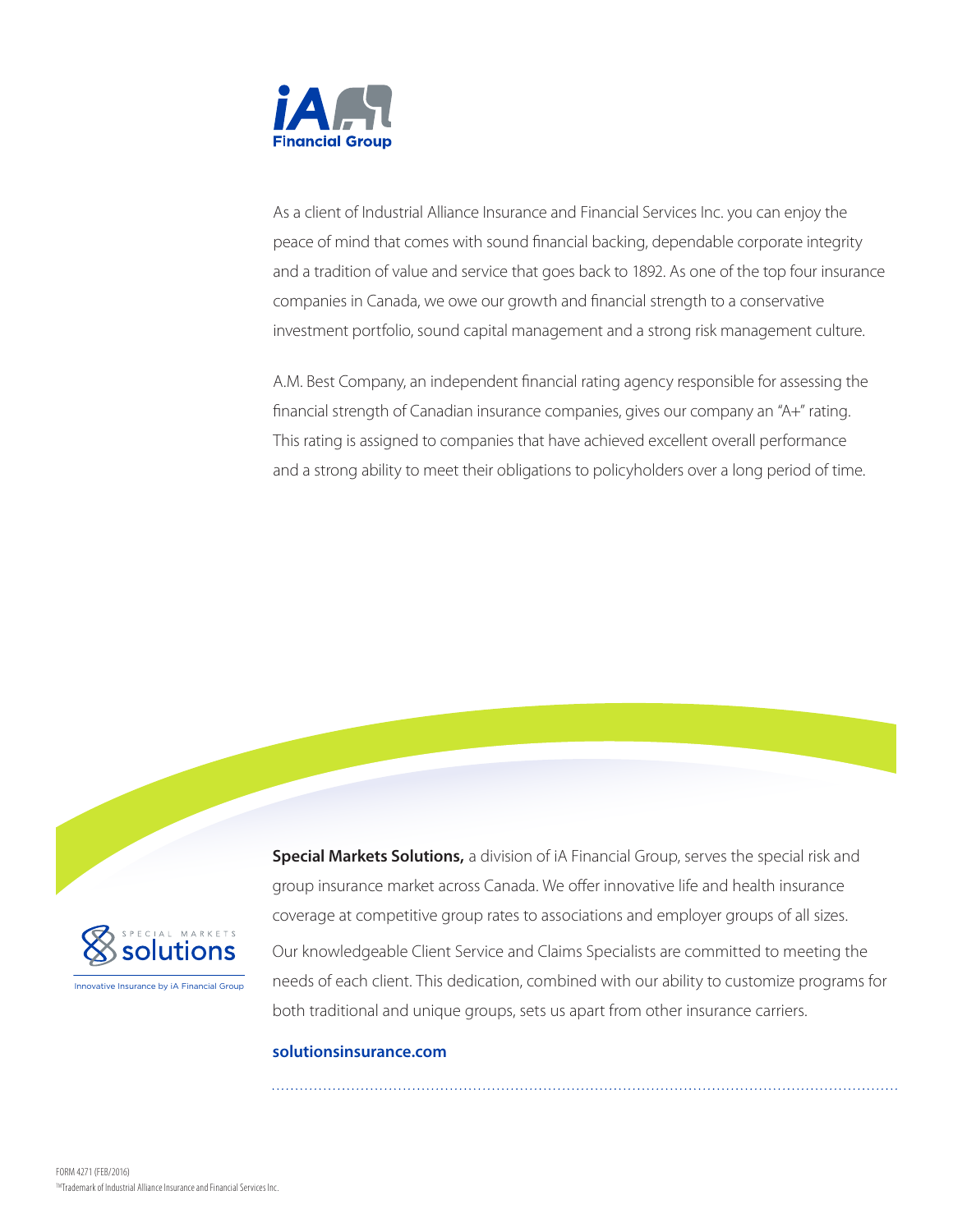iA Financial Group

As a client of Industrial Alliance Insurance and Financial Services Inc. you can enjoy the peace of mind that comes with sound financial backing, dependable corporate integrity and a tradition of value and service that goes back to 1892. As one of the top four insurance companies in Canada, we owe our growth and financial strength to a conservative investment portfolio, sound capital management and a strong risk management culture.

A.M. Best Company, an independent financial rating agency responsible for assessing the financial strength of Canadian insurance companies, gives our company an "A+" rating. This rating is assigned to companies that have achieved excellent overall performance and a strong ability to meet their obligations to policyholders over a long period of time.

SPECIAL MARKETS solutions

Innovative Insurance by iA Financial Group

**Special Markets Solutions,** a division of iA Financial Group, serves the special risk and group insurance market across Canada. We offer innovative life and health insurance coverage at competitive group rates to associations and employer groups of all sizes.

Our knowledgeable Client Service and Claims Specialists are committed to meeting the needs of each client. This dedication, combined with our ability to customize programs for both traditional and unique groups, sets us apart from other insurance carriers.

**solutionsinsurance.com**

FORM 4271 (FEB/2016)

TM Trademark of Industrial Alliance Insurance and Financial Services Inc.